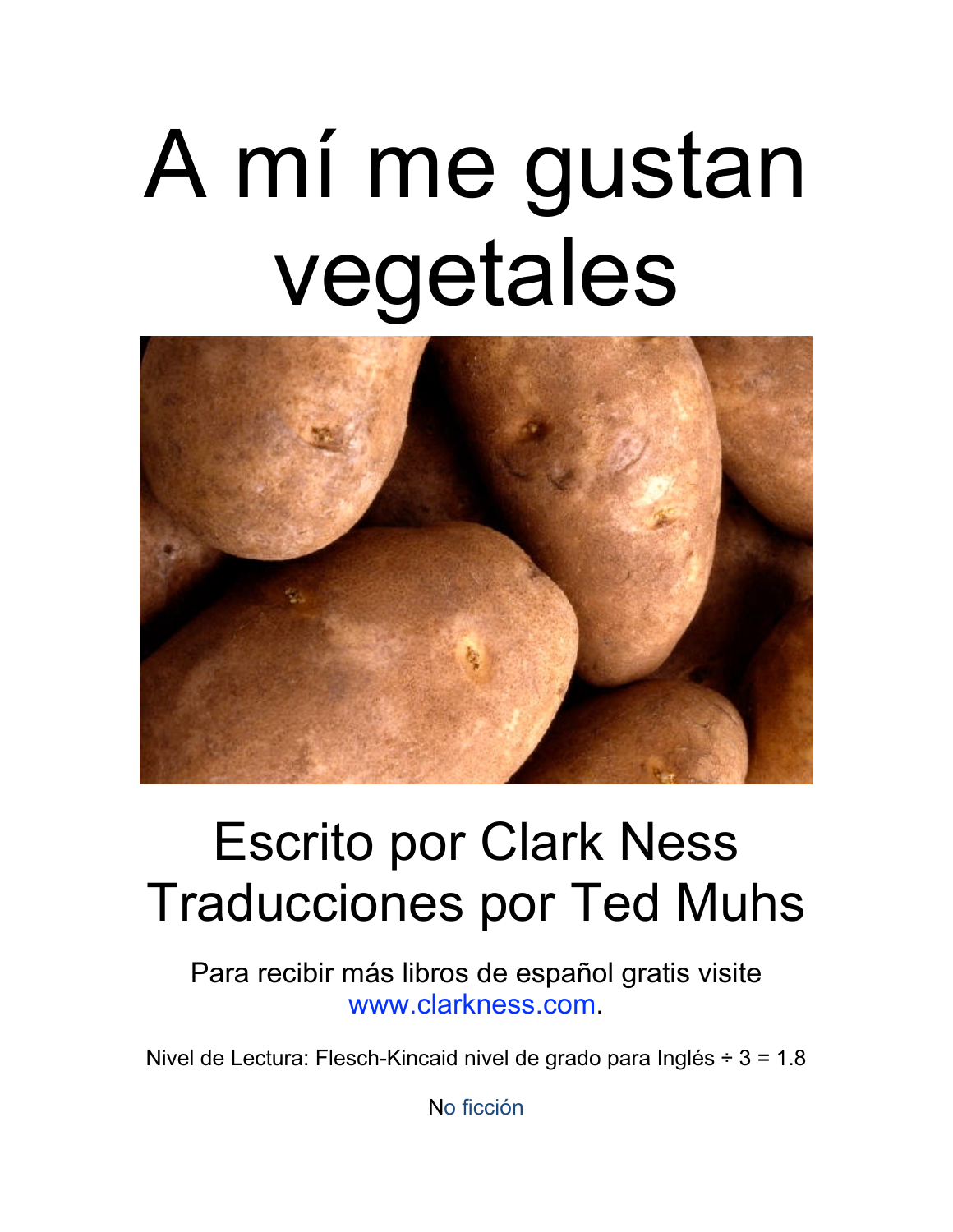# A mí me gustan vegetales

Escrito por Clark Ness
Traducciones por Ted Muhs

Para recibir más libros de español gratis visite www.clarkness.com.

Nivel de Lectura: Flesch-Kincaid nivel de grado para Inglés ÷ 3 = 1.8

No ficción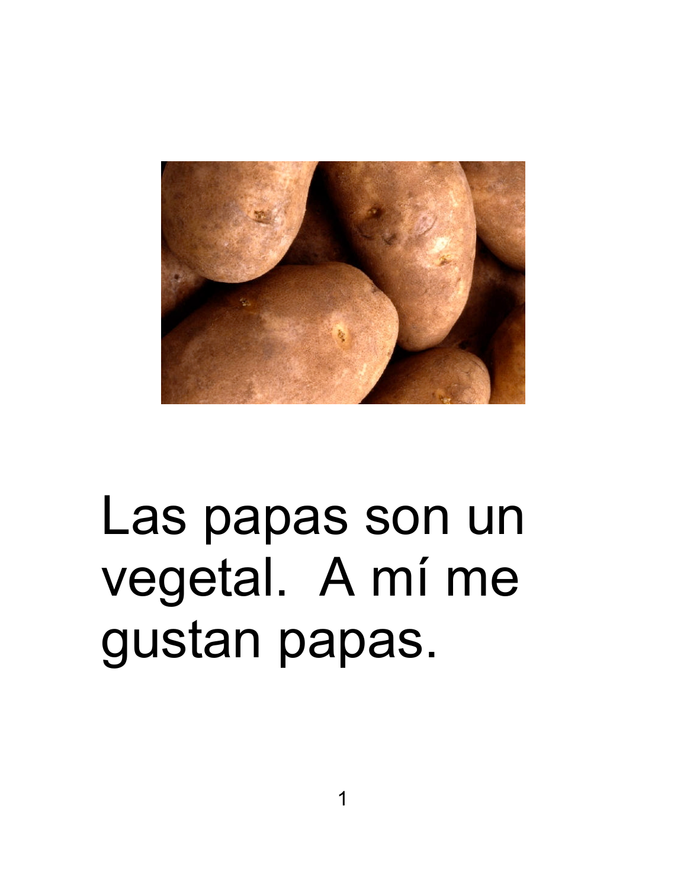Las papas son un vegetal. A mí me gustan papas.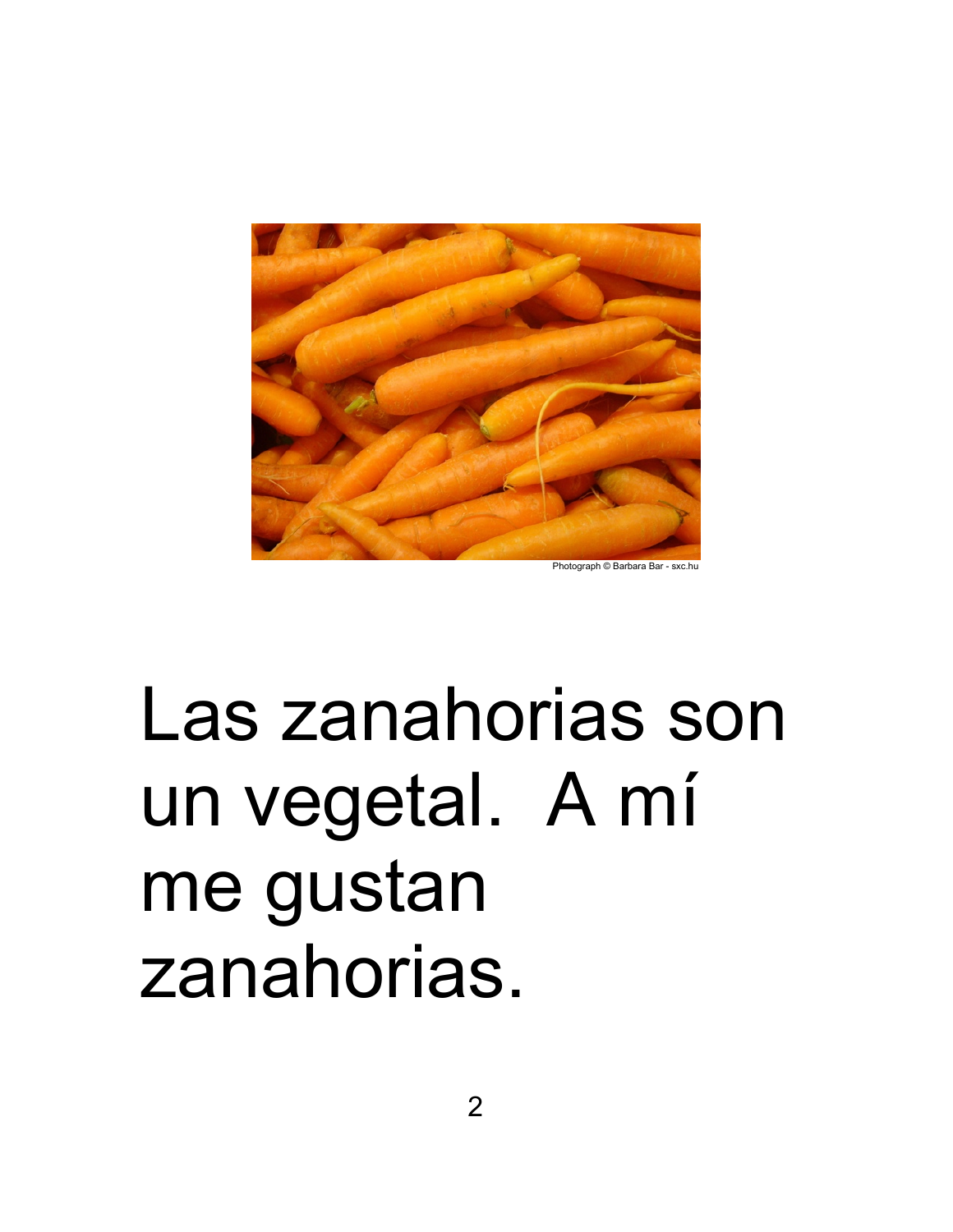Photograph © Barbara Bar - sxc.hu

Las zanahorias son un vegetal.  A mí me gustan zanahorias.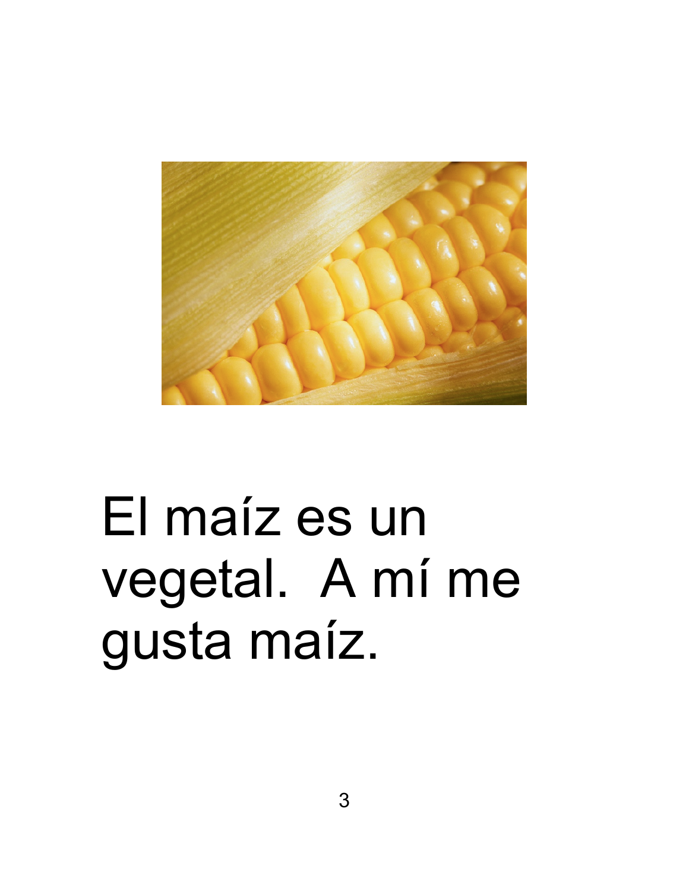El maíz es un vegetal. A mí me gusta maíz.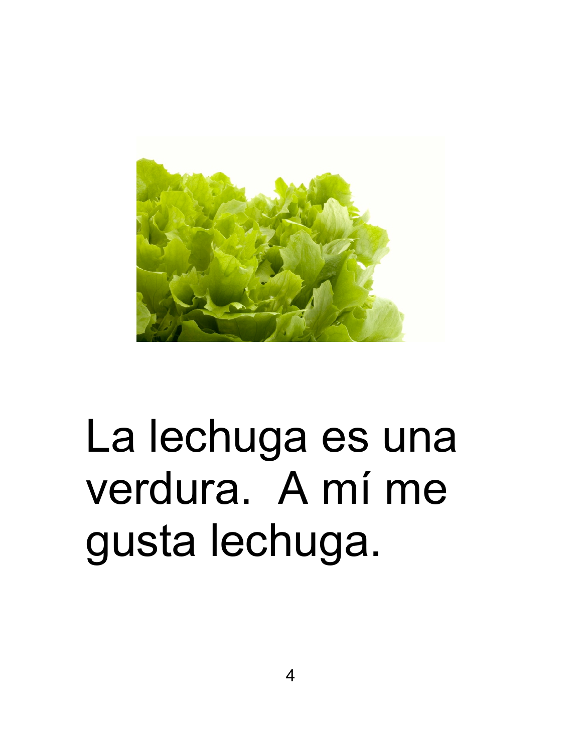La lechuga es una verdura. A mí me gusta lechuga.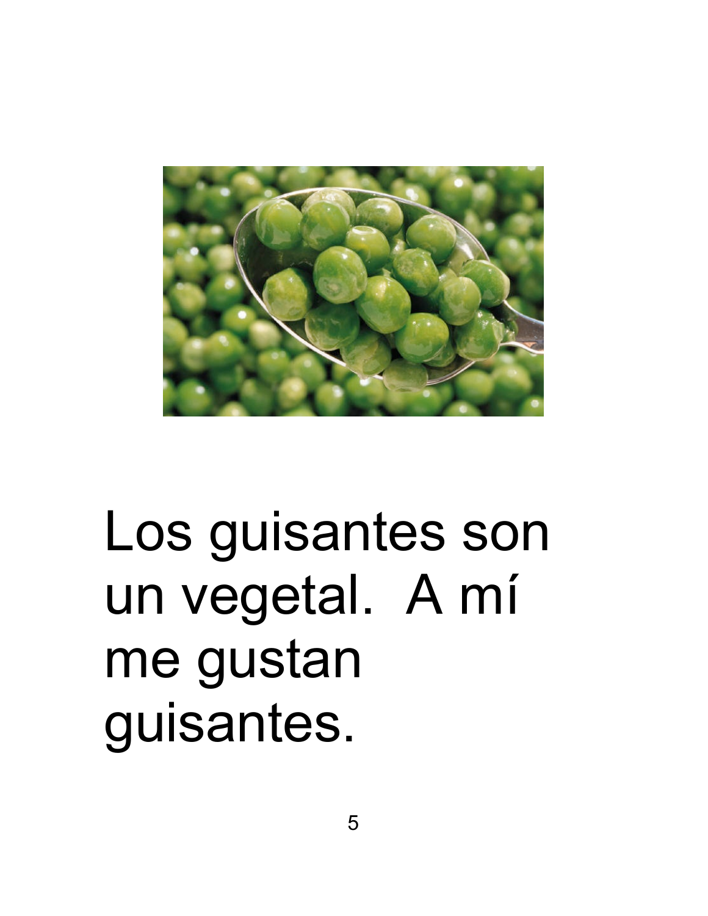Los guisantes son un vegetal.  A mí me gustan guisantes.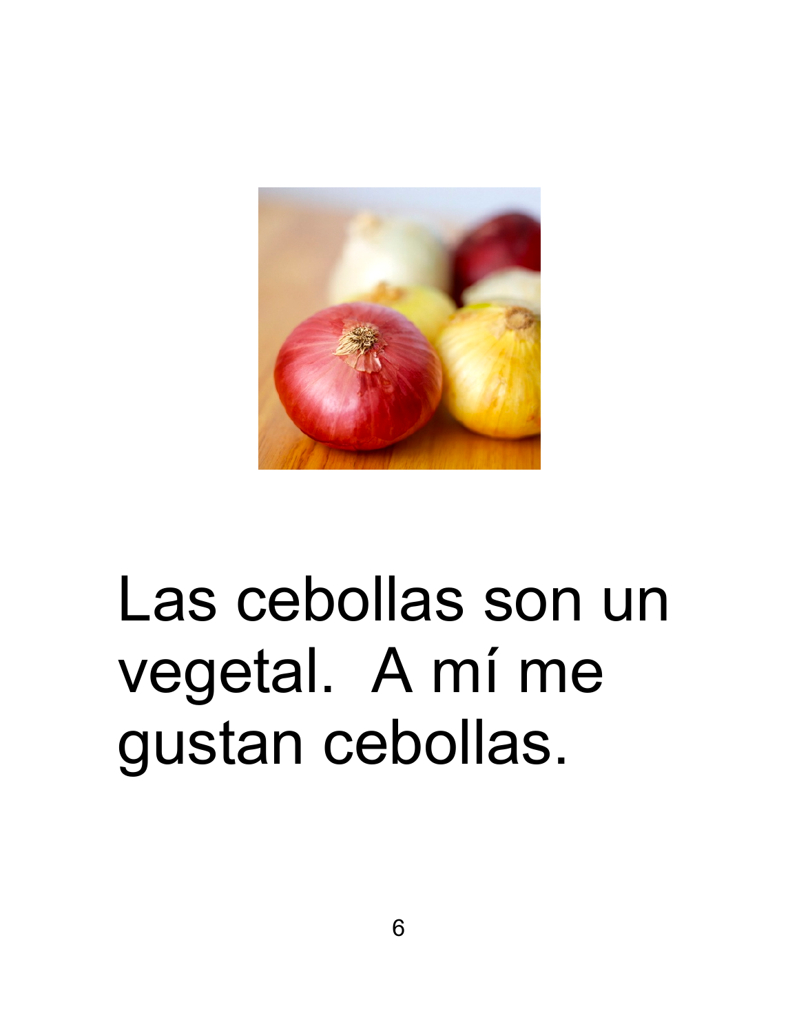Las cebollas son un vegetal.  A mí me gustan cebollas.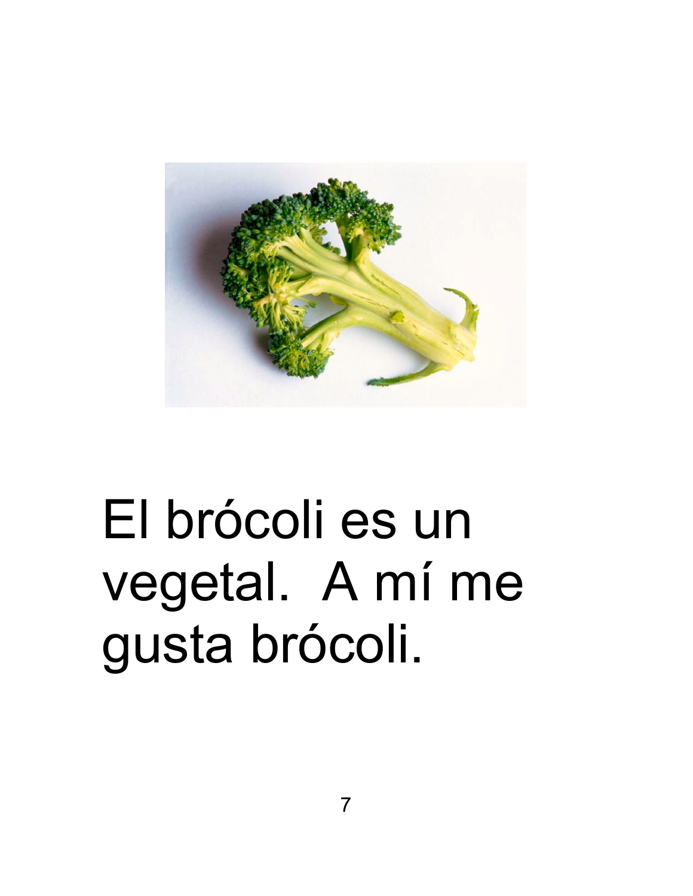El brócoli es un vegetal.  A mí me gusta brócoli.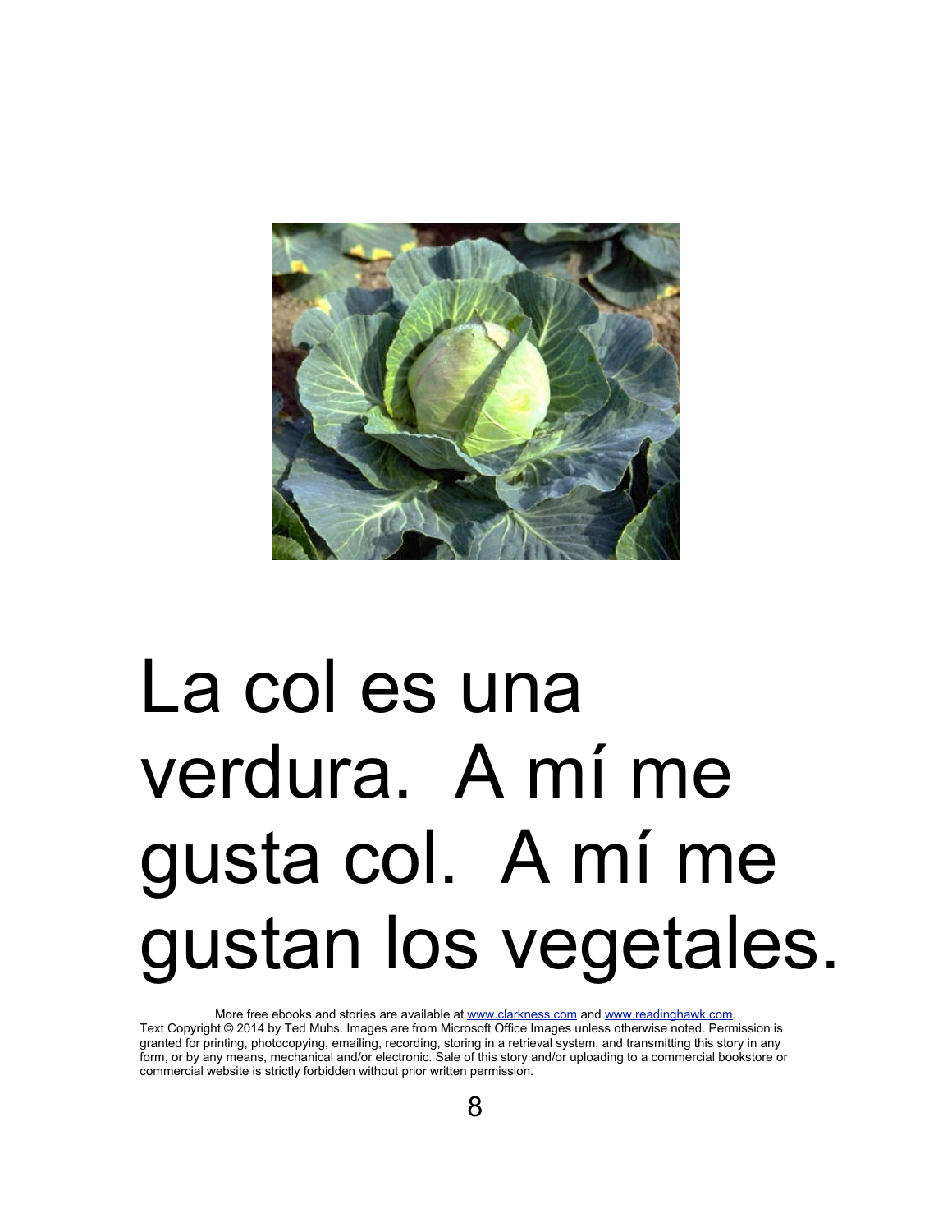La col es una verdura. A mí me gusta col. A mí me gustan los vegetales.

More free ebooks and stories are available at www.clarkness.com and www.readinghawk.com.
Text Copyright © 2014 by Ted Muhs. Images are from Microsoft Office Images unless otherwise noted. Permission is granted for printing, photocopying, emailing, recording, storing in a retrieval system, and transmitting this story in any form, or by any means, mechanical and/or electronic. Sale of this story and/or uploading to a commercial bookstore or commercial website is strictly forbidden without prior written permission.